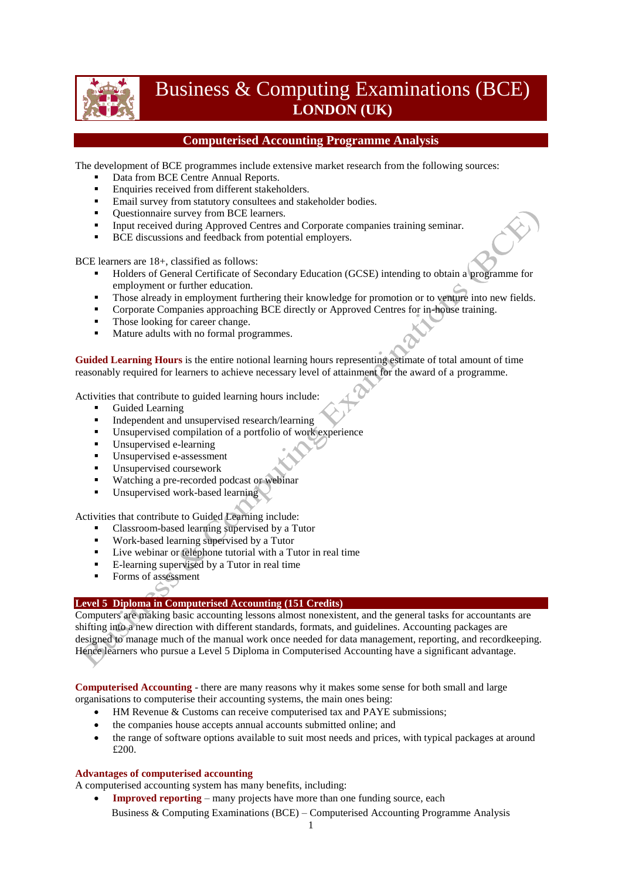# Business & Computing Examinations (BCE)
## LONDON (UK)

## Computerised Accounting Programme Analysis

The development of BCE programmes include extensive market research from the following sources:

- Data from BCE Centre Annual Reports.
- Enquiries received from different stakeholders.
- Email survey from statutory consultees and stakeholder bodies.
- Questionnaire survey from BCE learners.
- Input received during Approved Centres and Corporate companies training seminar.
- BCE discussions and feedback from potential employers.

BCE learners are 18+, classified as follows:

- Holders of General Certificate of Secondary Education (GCSE) intending to obtain a programme for employment or further education.
- Those already in employment furthering their knowledge for promotion or to venture into new fields.
- Corporate Companies approaching BCE directly or Approved Centres for in-house training.
- Those looking for career change.
- Mature adults with no formal programmes.

**Guided Learning Hours** is the entire notional learning hours representing estimate of total amount of time reasonably required for learners to achieve necessary level of attainment for the award of a programme.

Activities that contribute to guided learning hours include:

- Guided Learning
- Independent and unsupervised research/learning
- Unsupervised compilation of a portfolio of work experience
- Unsupervised e-learning
- Unsupervised e-assessment
- Unsupervised coursework
- Watching a pre-recorded podcast or webinar
- Unsupervised work-based learning

Activities that contribute to Guided Learning include:

- Classroom-based learning supervised by a Tutor
- Work-based learning supervised by a Tutor
- Live webinar or telephone tutorial with a Tutor in real time
- E-learning supervised by a Tutor in real time
- Forms of assessment

### Level 5 Diploma in Computerised Accounting (151 Credits)

Computers are making basic accounting lessons almost nonexistent, and the general tasks for accountants are shifting into a new direction with different standards, formats, and guidelines. Accounting packages are designed to manage much of the manual work once needed for data management, reporting, and recordkeeping. Hence learners who pursue a Level 5 Diploma in Computerised Accounting have a significant advantage.

**Computerised Accounting** - there are many reasons why it makes some sense for both small and large organisations to computerise their accounting systems, the main ones being:

- HM Revenue & Customs can receive computerised tax and PAYE submissions;
- the companies house accepts annual accounts submitted online; and
- the range of software options available to suit most needs and prices, with typical packages at around £200.

**Advantages of computerised accounting**

A computerised accounting system has many benefits, including:

- **Improved reporting** – many projects have more than one funding source, each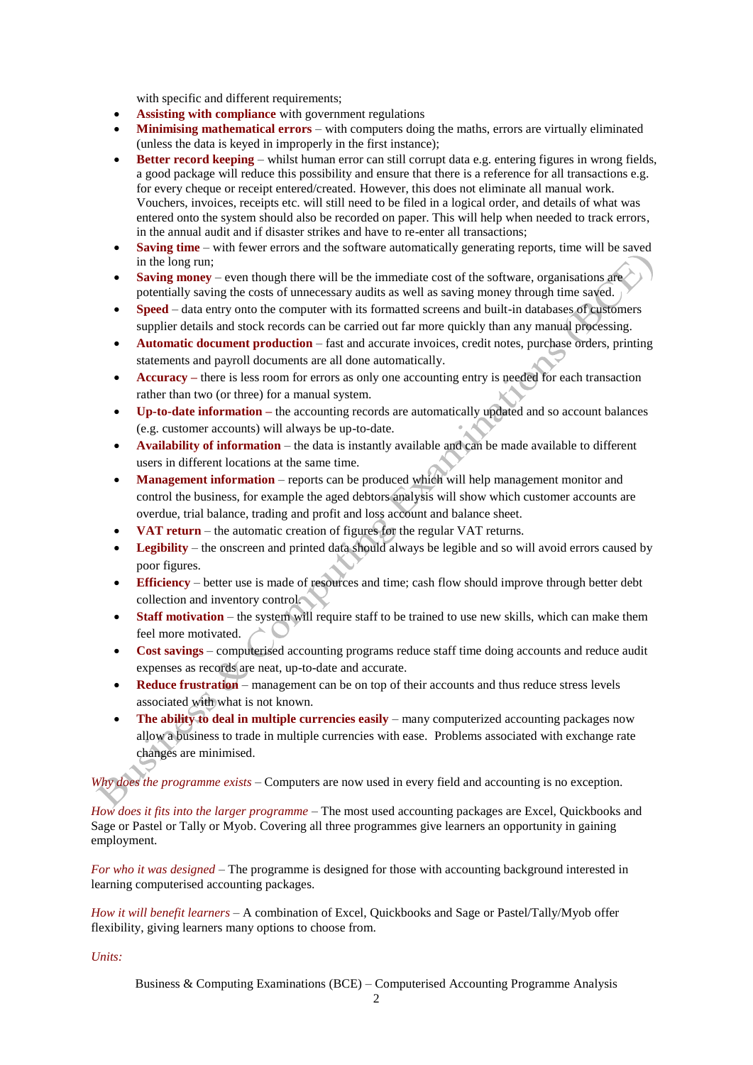with specific and different requirements;

- **Assisting with compliance** with government regulations
- **Minimising mathematical errors** – with computers doing the maths, errors are virtually eliminated (unless the data is keyed in improperly in the first instance);
- **Better record keeping** – whilst human error can still corrupt data e.g. entering figures in wrong fields, a good package will reduce this possibility and ensure that there is a reference for all transactions e.g. for every cheque or receipt entered/created. However, this does not eliminate all manual work. Vouchers, invoices, receipts etc. will still need to be filed in a logical order, and details of what was entered onto the system should also be recorded on paper. This will help when needed to track errors, in the annual audit and if disaster strikes and have to re-enter all transactions;
- **Saving time** – with fewer errors and the software automatically generating reports, time will be saved in the long run;
- **Saving money** – even though there will be the immediate cost of the software, organisations are potentially saving the costs of unnecessary audits as well as saving money through time saved.
- **Speed** – data entry onto the computer with its formatted screens and built-in databases of customers supplier details and stock records can be carried out far more quickly than any manual processing.
- **Automatic document production** – fast and accurate invoices, credit notes, purchase orders, printing statements and payroll documents are all done automatically.
- **Accuracy –** there is less room for errors as only one accounting entry is needed for each transaction rather than two (or three) for a manual system.
- **Up-to-date information –** the accounting records are automatically updated and so account balances (e.g. customer accounts) will always be up-to-date.
- **Availability of information** – the data is instantly available and can be made available to different users in different locations at the same time.
- **Management information** – reports can be produced which will help management monitor and control the business, for example the aged debtors analysis will show which customer accounts are overdue, trial balance, trading and profit and loss account and balance sheet.
- **VAT return** – the automatic creation of figures for the regular VAT returns.
- **Legibility** – the onscreen and printed data should always be legible and so will avoid errors caused by poor figures.
- **Efficiency** – better use is made of resources and time; cash flow should improve through better debt collection and inventory control.
- **Staff motivation** – the system will require staff to be trained to use new skills, which can make them feel more motivated.
- **Cost savings** – computerised accounting programs reduce staff time doing accounts and reduce audit expenses as records are neat, up-to-date and accurate.
- **Reduce frustration** – management can be on top of their accounts and thus reduce stress levels associated with what is not known.
- **The ability to deal in multiple currencies easily** – many computerized accounting packages now allow a business to trade in multiple currencies with ease. Problems associated with exchange rate changes are minimised.

*Why does the programme exists* – Computers are now used in every field and accounting is no exception.

*How does it fits into the larger programme* – The most used accounting packages are Excel, Quickbooks and Sage or Pastel or Tally or Myob. Covering all three programmes give learners an opportunity in gaining employment.

*For who it was designed* – The programme is designed for those with accounting background interested in learning computerised accounting packages.

*How it will benefit learners* – A combination of Excel, Quickbooks and Sage or Pastel/Tally/Myob offer flexibility, giving learners many options to choose from.

*Units:*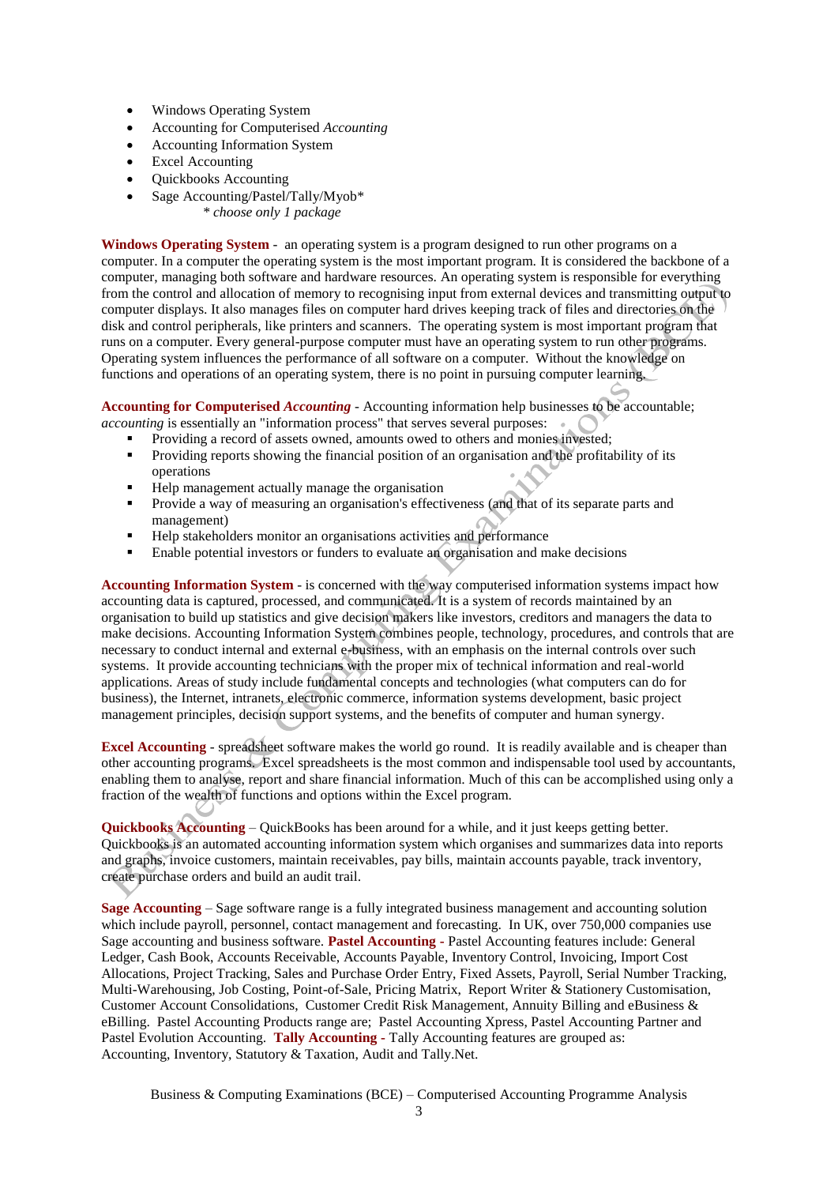- Windows Operating System
- Accounting for Computerised *Accounting*
- Accounting Information System
- Excel Accounting
- Quickbooks Accounting
- Sage Accounting/Pastel/Tally/Myob*
  *\* choose only 1 package*

**Windows Operating System** - an operating system is a program designed to run other programs on a computer. In a computer the operating system is the most important program. It is considered the backbone of a computer, managing both software and hardware resources. An operating system is responsible for everything from the control and allocation of memory to recognising input from external devices and transmitting output to computer displays. It also manages files on computer hard drives keeping track of files and directories on the disk and control peripherals, like printers and scanners. The operating system is most important program that runs on a computer. Every general-purpose computer must have an operating system to run other programs. Operating system influences the performance of all software on a computer. Without the knowledge on functions and operations of an operating system, there is no point in pursuing computer learning.

**Accounting for Computerised *Accounting*** - Accounting information help businesses to be accountable; *accounting* is essentially an "information process" that serves several purposes:

- Providing a record of assets owned, amounts owed to others and monies invested;
- Providing reports showing the financial position of an organisation and the profitability of its operations
- Help management actually manage the organisation
- Provide a way of measuring an organisation's effectiveness (and that of its separate parts and management)
- Help stakeholders monitor an organisations activities and performance
- Enable potential investors or funders to evaluate an organisation and make decisions

**Accounting Information System** - is concerned with the way computerised information systems impact how accounting data is captured, processed, and communicated. It is a system of records maintained by an organisation to build up statistics and give decision makers like investors, creditors and managers the data to make decisions. Accounting Information System combines people, technology, procedures, and controls that are necessary to conduct internal and external e-business, with an emphasis on the internal controls over such systems. It provide accounting technicians with the proper mix of technical information and real-world applications. Areas of study include fundamental concepts and technologies (what computers can do for business), the Internet, intranets, electronic commerce, information systems development, basic project management principles, decision support systems, and the benefits of computer and human synergy.

**Excel Accounting** - spreadsheet software makes the world go round. It is readily available and is cheaper than other accounting programs. Excel spreadsheets is the most common and indispensable tool used by accountants, enabling them to analyse, report and share financial information. Much of this can be accomplished using only a fraction of the wealth of functions and options within the Excel program.

**Quickbooks Accounting** – QuickBooks has been around for a while, and it just keeps getting better. Quickbooks is an automated accounting information system which organises and summarizes data into reports and graphs, invoice customers, maintain receivables, pay bills, maintain accounts payable, track inventory, create purchase orders and build an audit trail.

**Sage Accounting** – Sage software range is a fully integrated business management and accounting solution which include payroll, personnel, contact management and forecasting. In UK, over 750,000 companies use Sage accounting and business software. **Pastel Accounting** - Pastel Accounting features include: General Ledger, Cash Book, Accounts Receivable, Accounts Payable, Inventory Control, Invoicing, Import Cost Allocations, Project Tracking, Sales and Purchase Order Entry, Fixed Assets, Payroll, Serial Number Tracking, Multi-Warehousing, Job Costing, Point-of-Sale, Pricing Matrix, Report Writer & Stationery Customisation, Customer Account Consolidations, Customer Credit Risk Management, Annuity Billing and eBusiness & eBilling. Pastel Accounting Products range are; Pastel Accounting Xpress, Pastel Accounting Partner and Pastel Evolution Accounting. **Tally Accounting** - Tally Accounting features are grouped as: Accounting, Inventory, Statutory & Taxation, Audit and Tally.Net.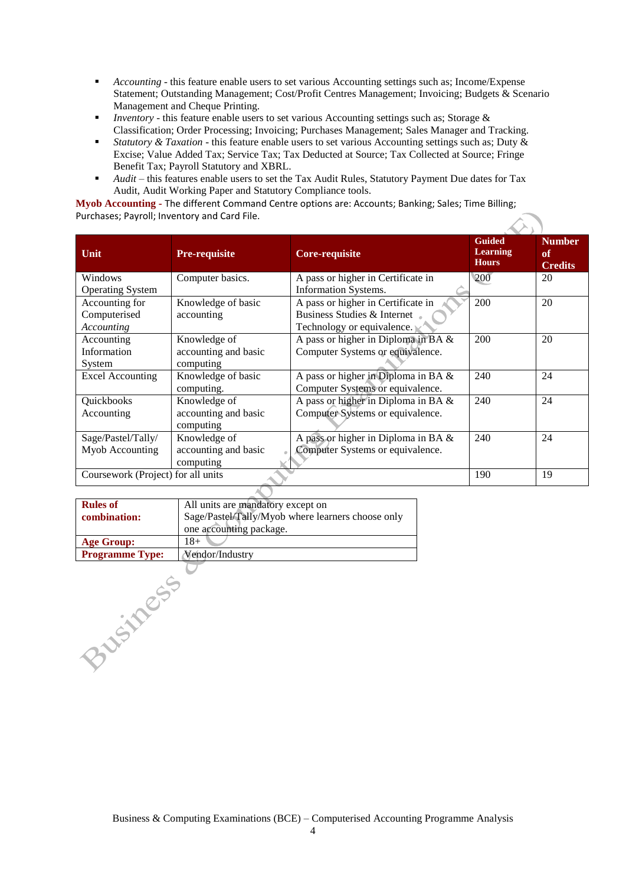- *Accounting* - this feature enable users to set various Accounting settings such as; Income/Expense Statement; Outstanding Management; Cost/Profit Centres Management; Invoicing; Budgets & Scenario Management and Cheque Printing.
- *Inventory* - this feature enable users to set various Accounting settings such as; Storage & Classification; Order Processing; Invoicing; Purchases Management; Sales Manager and Tracking.
- *Statutory & Taxation* - this feature enable users to set various Accounting settings such as; Duty & Excise; Value Added Tax; Service Tax; Tax Deducted at Source; Tax Collected at Source; Fringe Benefit Tax; Payroll Statutory and XBRL.
- *Audit* – this features enable users to set the Tax Audit Rules, Statutory Payment Due dates for Tax Audit, Audit Working Paper and Statutory Compliance tools.

**Myob Accounting -** The different Command Centre options are: Accounts; Banking; Sales; Time Billing; Purchases; Payroll; Inventory and Card File.

| Unit | Pre-requisite | Core-requisite | Guided Learning Hours | Number of Credits |
|---|---|---|---|---|
| Windows Operating System | Computer basics. | A pass or higher in Certificate in Information Systems. | 200 | 20 |
| Accounting for Computerised *Accounting* | Knowledge of basic accounting | A pass or higher in Certificate in Business Studies & Internet Technology or equivalence. | 200 | 20 |
| Accounting Information System | Knowledge of accounting and basic computing | A pass or higher in Diploma in BA & Computer Systems or equivalence. | 200 | 20 |
| Excel Accounting | Knowledge of basic computing. | A pass or higher in Diploma in BA & Computer Systems or equivalence. | 240 | 24 |
| Quickbooks Accounting | Knowledge of accounting and basic computing | A pass or higher in Diploma in BA & Computer Systems or equivalence. | 240 | 24 |
| Sage/Pastel/Tally/ Myob Accounting | Knowledge of accounting and basic computing | A pass or higher in Diploma in BA & Computer Systems or equivalence. | 240 | 24 |
| Coursework (Project) for all units | | | 190 | 19 |

| | |
|---|---|
| **Rules of combination:** | All units are mandatory except on Sage/Pastel/Tally/Myob where learners choose only one accounting package. |
| **Age Group:** | 18+ |
| **Programme Type:** | Vendor/Industry |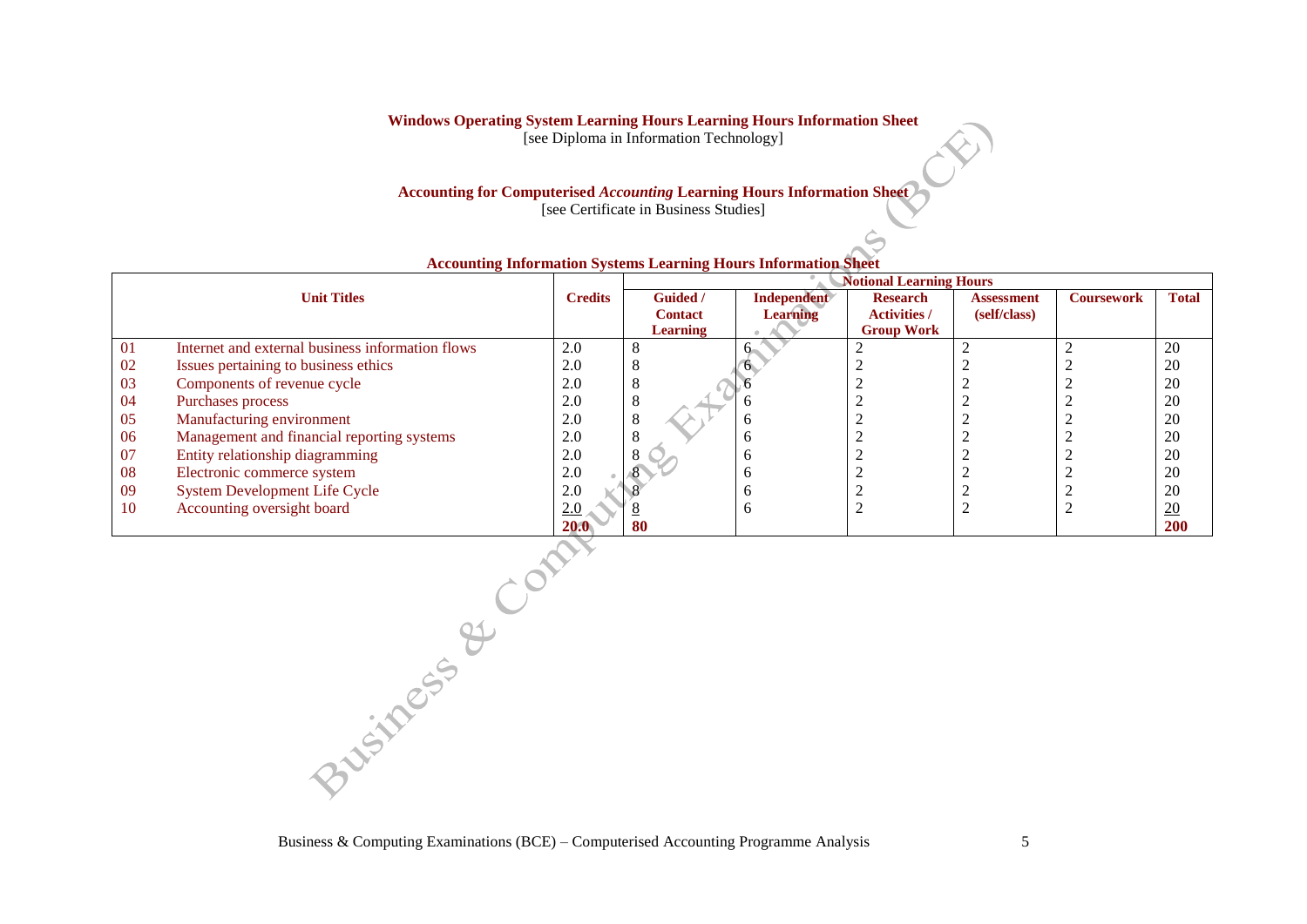**Windows Operating System Learning Hours Learning Hours Information Sheet**
[see Diploma in Information Technology]

**Accounting for Computerised *Accounting* Learning Hours Information Sheet**
[see Certificate in Business Studies]

**Accounting Information Systems Learning Hours Information Sheet**

| | Unit Titles | Credits | Notional Learning Hours | | | | | |
|---|---|---|---|---|---|---|---|---|
| | | | **Guided / Contact Learning** | **Independent Learning** | **Research Activities / Group Work** | **Assessment (self/class)** | **Coursework** | **Total** |
| 01 | Internet and external business information flows | 2.0 | 8 | 6 | 2 | 2 | 2 | 20 |
| 02 | Issues pertaining to business ethics | 2.0 | 8 | 6 | 2 | 2 | 2 | 20 |
| 03 | Components of revenue cycle | 2.0 | 8 | 6 | 2 | 2 | 2 | 20 |
| 04 | Purchases process | 2.0 | 8 | 6 | 2 | 2 | 2 | 20 |
| 05 | Manufacturing environment | 2.0 | 8 | 6 | 2 | 2 | 2 | 20 |
| 06 | Management and financial reporting systems | 2.0 | 8 | 6 | 2 | 2 | 2 | 20 |
| 07 | Entity relationship diagramming | 2.0 | 8 | 6 | 2 | 2 | 2 | 20 |
| 08 | Electronic commerce system | 2.0 | 8 | 6 | 2 | 2 | 2 | 20 |
| 09 | System Development Life Cycle | 2.0 | 8 | 6 | 2 | 2 | 2 | 20 |
| 10 | Accounting oversight board | 2.0 | 8 | 6 | 2 | 2 | 2 | 20 |
| | | **20.0** | **80** | | | | | **200** |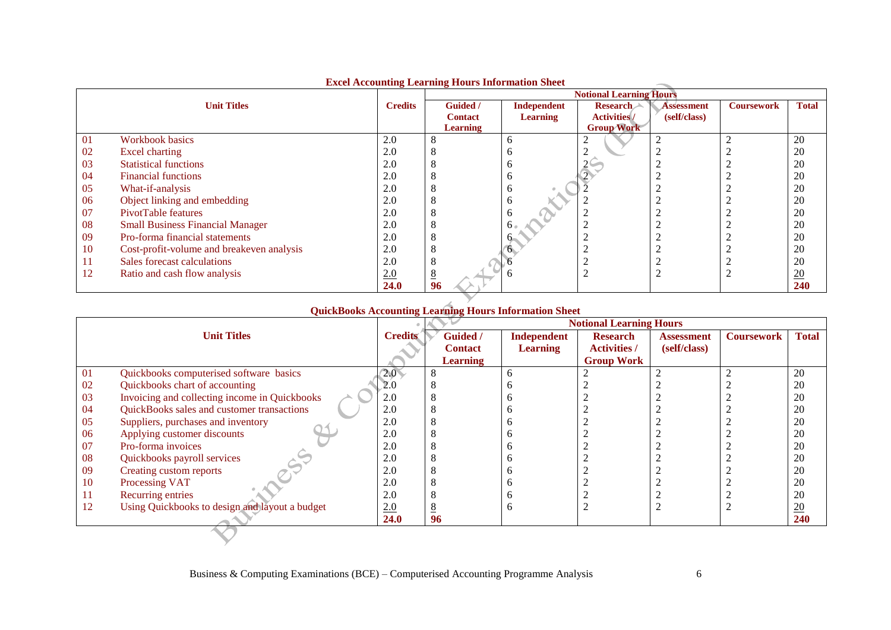**Excel Accounting Learning Hours Information Sheet**

| | Unit Titles | Credits | Notional Learning Hours | | | | | |
|---|---|---|---|---|---|---|---|---|
| | | | Guided / Contact Learning | Independent Learning | Research Activities / Group Work | Assessment (self/class) | Coursework | Total |
| 01 | Workbook basics | 2.0 | 8 | 6 | 2 | 2 | 2 | 20 |
| 02 | Excel charting | 2.0 | 8 | 6 | 2 | 2 | 2 | 20 |
| 03 | Statistical functions | 2.0 | 8 | 6 | 2 | 2 | 2 | 20 |
| 04 | Financial functions | 2.0 | 8 | 6 | 2 | 2 | 2 | 20 |
| 05 | What-if-analysis | 2.0 | 8 | 6 | 2 | 2 | 2 | 20 |
| 06 | Object linking and embedding | 2.0 | 8 | 6 | 2 | 2 | 2 | 20 |
| 07 | PivotTable features | 2.0 | 8 | 6 | 2 | 2 | 2 | 20 |
| 08 | Small Business Financial Manager | 2.0 | 8 | 6 | 2 | 2 | 2 | 20 |
| 09 | Pro-forma financial statements | 2.0 | 8 | 6 | 2 | 2 | 2 | 20 |
| 10 | Cost-profit-volume and breakeven analysis | 2.0 | 8 | 6 | 2 | 2 | 2 | 20 |
| 11 | Sales forecast calculations | 2.0 | 8 | 6 | 2 | 2 | 2 | 20 |
| 12 | Ratio and cash flow analysis | 2.0 | 8 | 6 | 2 | 2 | 2 | 20 |
| | | **24.0** | **96** | | | | | **240** |

**QuickBooks Accounting Learning Hours Information Sheet**

| | Unit Titles | Credits | Notional Learning Hours | | | | | |
|---|---|---|---|---|---|---|---|---|
| | | | Guided / Contact Learning | Independent Learning | Research Activities / Group Work | Assessment (self/class) | Coursework | Total |
| 01 | Quickbooks computerised software basics | 2.0 | 8 | 6 | 2 | 2 | 2 | 20 |
| 02 | Quickbooks chart of accounting | 2.0 | 8 | 6 | 2 | 2 | 2 | 20 |
| 03 | Invoicing and collecting income in Quickbooks | 2.0 | 8 | 6 | 2 | 2 | 2 | 20 |
| 04 | QuickBooks sales and customer transactions | 2.0 | 8 | 6 | 2 | 2 | 2 | 20 |
| 05 | Suppliers, purchases and inventory | 2.0 | 8 | 6 | 2 | 2 | 2 | 20 |
| 06 | Applying customer discounts | 2.0 | 8 | 6 | 2 | 2 | 2 | 20 |
| 07 | Pro-forma invoices | 2.0 | 8 | 6 | 2 | 2 | 2 | 20 |
| 08 | Quickbooks payroll services | 2.0 | 8 | 6 | 2 | 2 | 2 | 20 |
| 09 | Creating custom reports | 2.0 | 8 | 6 | 2 | 2 | 2 | 20 |
| 10 | Processing VAT | 2.0 | 8 | 6 | 2 | 2 | 2 | 20 |
| 11 | Recurring entries | 2.0 | 8 | 6 | 2 | 2 | 2 | 20 |
| 12 | Using Quickbooks to design and layout a budget | 2.0 | 8 | 6 | 2 | 2 | 2 | 20 |
| | | **24.0** | **96** | | | | | **240** |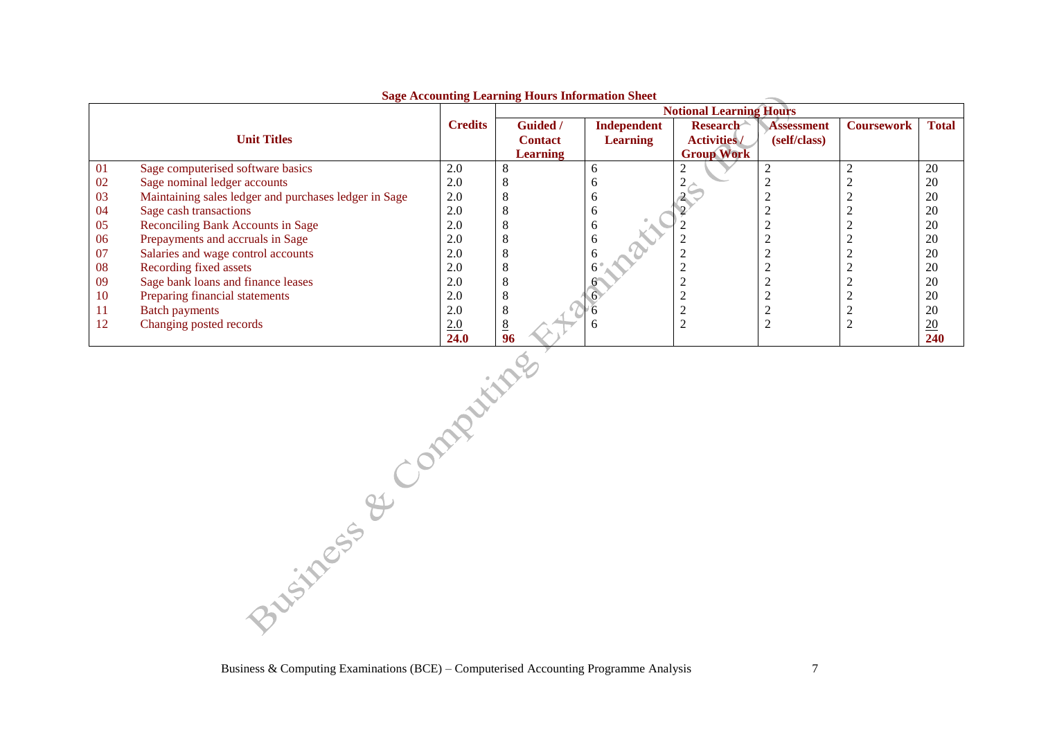**Sage Accounting Learning Hours Information Sheet**

| | Unit Titles | Credits | Notional Learning Hours | | | | | |
|---|---|---|---|---|---|---|---|---|
| | | | Guided / Contact Learning | Independent Learning | Research Activities / Group Work | Assessment (self/class) | Coursework | Total |
| 01 | Sage computerised software basics | 2.0 | 8 | 6 | 2 | 2 | 2 | 20 |
| 02 | Sage nominal ledger accounts | 2.0 | 8 | 6 | 2 | 2 | 2 | 20 |
| 03 | Maintaining sales ledger and purchases ledger in Sage | 2.0 | 8 | 6 | 2 | 2 | 2 | 20 |
| 04 | Sage cash transactions | 2.0 | 8 | 6 | 2 | 2 | 2 | 20 |
| 05 | Reconciling Bank Accounts in Sage | 2.0 | 8 | 6 | 2 | 2 | 2 | 20 |
| 06 | Prepayments and accruals in Sage | 2.0 | 8 | 6 | 2 | 2 | 2 | 20 |
| 07 | Salaries and wage control accounts | 2.0 | 8 | 6 | 2 | 2 | 2 | 20 |
| 08 | Recording fixed assets | 2.0 | 8 | 6 | 2 | 2 | 2 | 20 |
| 09 | Sage bank loans and finance leases | 2.0 | 8 | 6 | 2 | 2 | 2 | 20 |
| 10 | Preparing financial statements | 2.0 | 8 | 6 | 2 | 2 | 2 | 20 |
| 11 | Batch payments | 2.0 | 8 | 6 | 2 | 2 | 2 | 20 |
| 12 | Changing posted records | 2.0 | 8 | 6 | 2 | 2 | 2 | 20 |
| | | **24.0** | **96** | | | | | **240** |